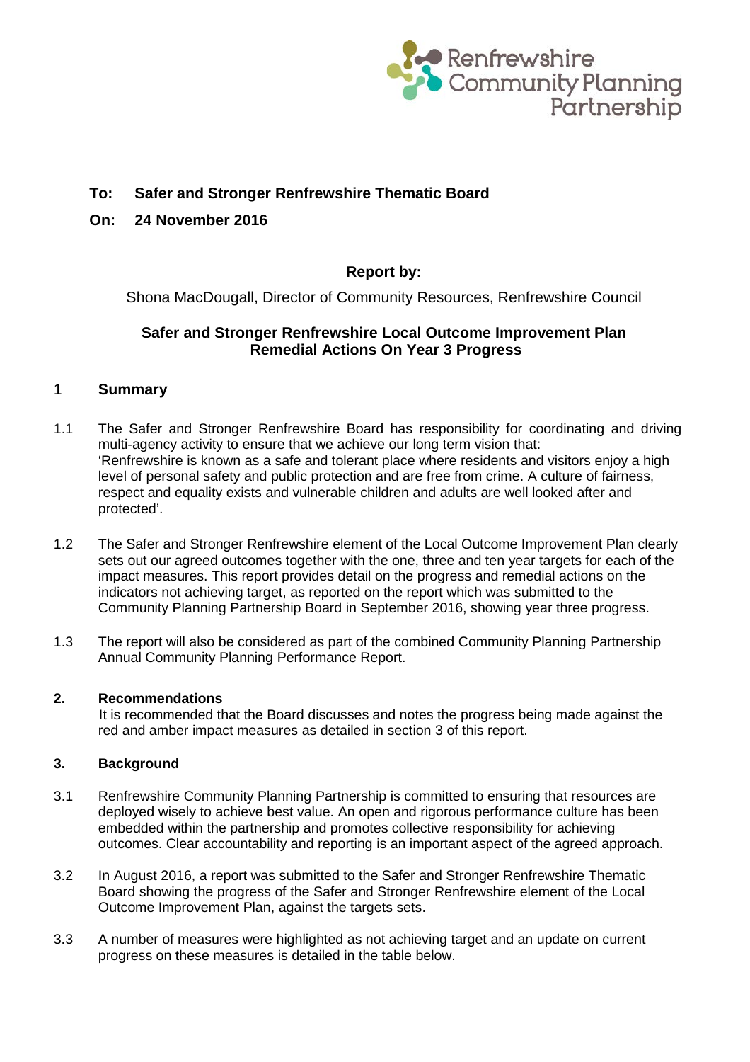Renfrewshire Community Planning Partnership

**To: Safer and Stronger Renfrewshire Thematic Board**

**On: 24 November 2016**

**Report by:**

Shona MacDougall, Director of Community Resources, Renfrewshire Council

**Safer and Stronger Renfrewshire Local Outcome Improvement Plan Remedial Actions On Year 3 Progress**

## 1 Summary

1.1 The Safer and Stronger Renfrewshire Board has responsibility for coordinating and driving multi-agency activity to ensure that we achieve our long term vision that: 'Renfrewshire is known as a safe and tolerant place where residents and visitors enjoy a high level of personal safety and public protection and are free from crime. A culture of fairness, respect and equality exists and vulnerable children and adults are well looked after and protected'.

1.2 The Safer and Stronger Renfrewshire element of the Local Outcome Improvement Plan clearly sets out our agreed outcomes together with the one, three and ten year targets for each of the impact measures. This report provides detail on the progress and remedial actions on the indicators not achieving target, as reported on the report which was submitted to the Community Planning Partnership Board in September 2016, showing year three progress.

1.3 The report will also be considered as part of the combined Community Planning Partnership Annual Community Planning Performance Report.

## 2. Recommendations

It is recommended that the Board discusses and notes the progress being made against the red and amber impact measures as detailed in section 3 of this report.

## 3. Background

3.1 Renfrewshire Community Planning Partnership is committed to ensuring that resources are deployed wisely to achieve best value. An open and rigorous performance culture has been embedded within the partnership and promotes collective responsibility for achieving outcomes. Clear accountability and reporting is an important aspect of the agreed approach.

3.2 In August 2016, a report was submitted to the Safer and Stronger Renfrewshire Thematic Board showing the progress of the Safer and Stronger Renfrewshire element of the Local Outcome Improvement Plan, against the targets sets.

3.3 A number of measures were highlighted as not achieving target and an update on current progress on these measures is detailed in the table below.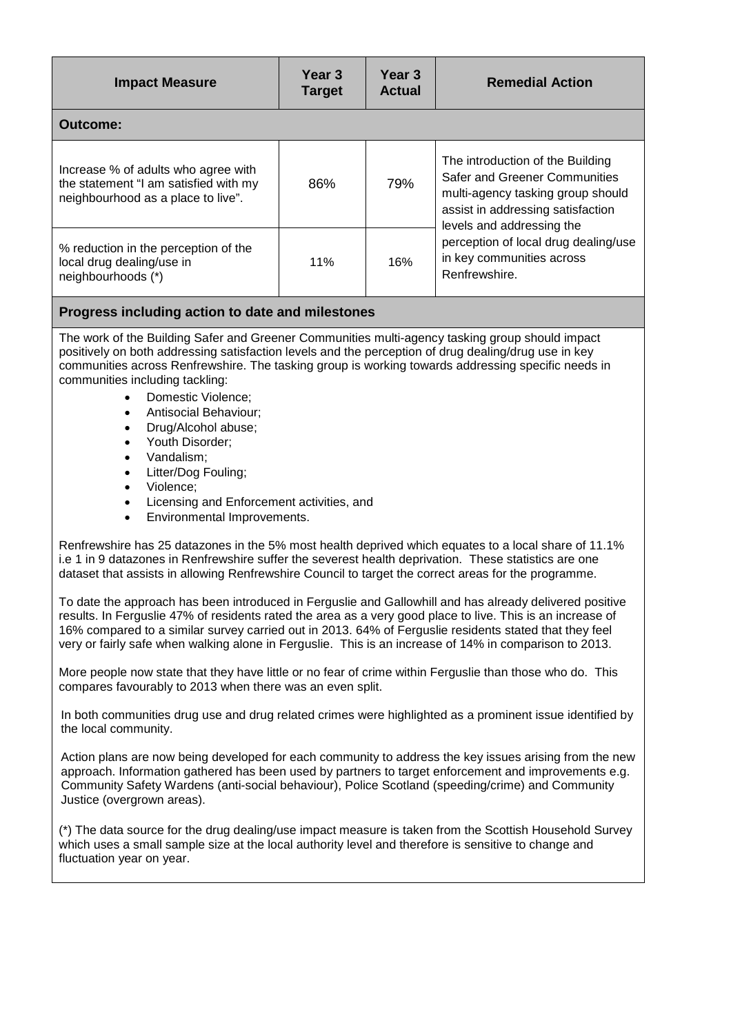| Impact Measure | Year 3 Target | Year 3 Actual | Remedial Action |
|---|---|---|---|
| **Outcome:** | | | |
| Increase % of adults who agree with the statement "I am satisfied with my neighbourhood as a place to live". | 86% | 79% | The introduction of the Building Safer and Greener Communities multi-agency tasking group should assist in addressing satisfaction levels and addressing the perception of local drug dealing/use in key communities across Renfrewshire. |
| % reduction in the perception of the local drug dealing/use in neighbourhoods (*) | 11% | 16% | |

**Progress including action to date and milestones**

The work of the Building Safer and Greener Communities multi-agency tasking group should impact positively on both addressing satisfaction levels and the perception of drug dealing/drug use in key communities across Renfrewshire. The tasking group is working towards addressing specific needs in communities including tackling:

- Domestic Violence;
- Antisocial Behaviour;
- Drug/Alcohol abuse;
- Youth Disorder;
- Vandalism;
- Litter/Dog Fouling;
- Violence;
- Licensing and Enforcement activities, and
- Environmental Improvements.

Renfrewshire has 25 datazones in the 5% most health deprived which equates to a local share of 11.1% i.e 1 in 9 datazones in Renfrewshire suffer the severest health deprivation. These statistics are one dataset that assists in allowing Renfrewshire Council to target the correct areas for the programme.

To date the approach has been introduced in Ferguslie and Gallowhill and has already delivered positive results. In Ferguslie 47% of residents rated the area as a very good place to live. This is an increase of 16% compared to a similar survey carried out in 2013. 64% of Ferguslie residents stated that they feel very or fairly safe when walking alone in Ferguslie. This is an increase of 14% in comparison to 2013.

More people now state that they have little or no fear of crime within Ferguslie than those who do. This compares favourably to 2013 when there was an even split.

In both communities drug use and drug related crimes were highlighted as a prominent issue identified by the local community.

Action plans are now being developed for each community to address the key issues arising from the new approach. Information gathered has been used by partners to target enforcement and improvements e.g. Community Safety Wardens (anti-social behaviour), Police Scotland (speeding/crime) and Community Justice (overgrown areas).

(*) The data source for the drug dealing/use impact measure is taken from the Scottish Household Survey which uses a small sample size at the local authority level and therefore is sensitive to change and fluctuation year on year.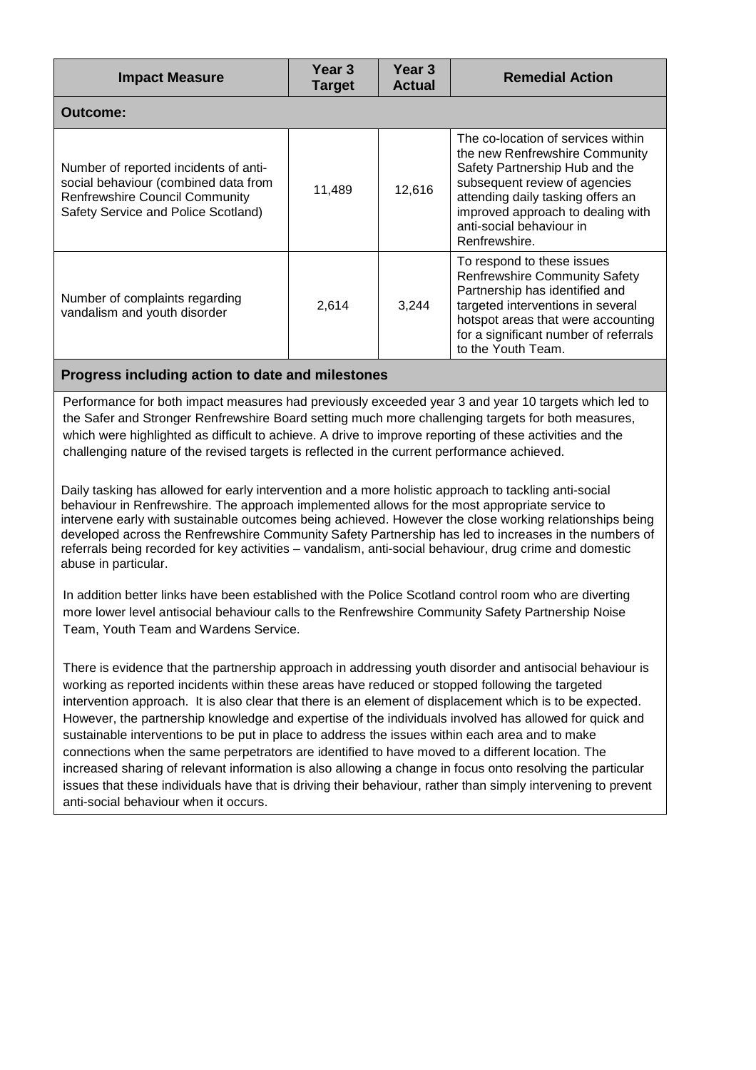| Impact Measure | Year 3 Target | Year 3 Actual | Remedial Action |
|---|---|---|---|
| **Outcome:** | | | |
| Number of reported incidents of anti-social behaviour (combined data from Renfrewshire Council Community Safety Service and Police Scotland) | 11,489 | 12,616 | The co-location of services within the new Renfrewshire Community Safety Partnership Hub and the subsequent review of agencies attending daily tasking offers an improved approach to dealing with anti-social behaviour in Renfrewshire. |
| Number of complaints regarding vandalism and youth disorder | 2,614 | 3,244 | To respond to these issues Renfrewshire Community Safety Partnership has identified and targeted interventions in several hotspot areas that were accounting for a significant number of referrals to the Youth Team. |

**Progress including action to date and milestones**

Performance for both impact measures had previously exceeded year 3 and year 10 targets which led to the Safer and Stronger Renfrewshire Board setting much more challenging targets for both measures, which were highlighted as difficult to achieve. A drive to improve reporting of these activities and the challenging nature of the revised targets is reflected in the current performance achieved.

Daily tasking has allowed for early intervention and a more holistic approach to tackling anti-social behaviour in Renfrewshire. The approach implemented allows for the most appropriate service to intervene early with sustainable outcomes being achieved. However the close working relationships being developed across the Renfrewshire Community Safety Partnership has led to increases in the numbers of referrals being recorded for key activities – vandalism, anti-social behaviour, drug crime and domestic abuse in particular.

In addition better links have been established with the Police Scotland control room who are diverting more lower level antisocial behaviour calls to the Renfrewshire Community Safety Partnership Noise Team, Youth Team and Wardens Service.

There is evidence that the partnership approach in addressing youth disorder and antisocial behaviour is working as reported incidents within these areas have reduced or stopped following the targeted intervention approach. It is also clear that there is an element of displacement which is to be expected. However, the partnership knowledge and expertise of the individuals involved has allowed for quick and sustainable interventions to be put in place to address the issues within each area and to make connections when the same perpetrators are identified to have moved to a different location. The increased sharing of relevant information is also allowing a change in focus onto resolving the particular issues that these individuals have that is driving their behaviour, rather than simply intervening to prevent anti-social behaviour when it occurs.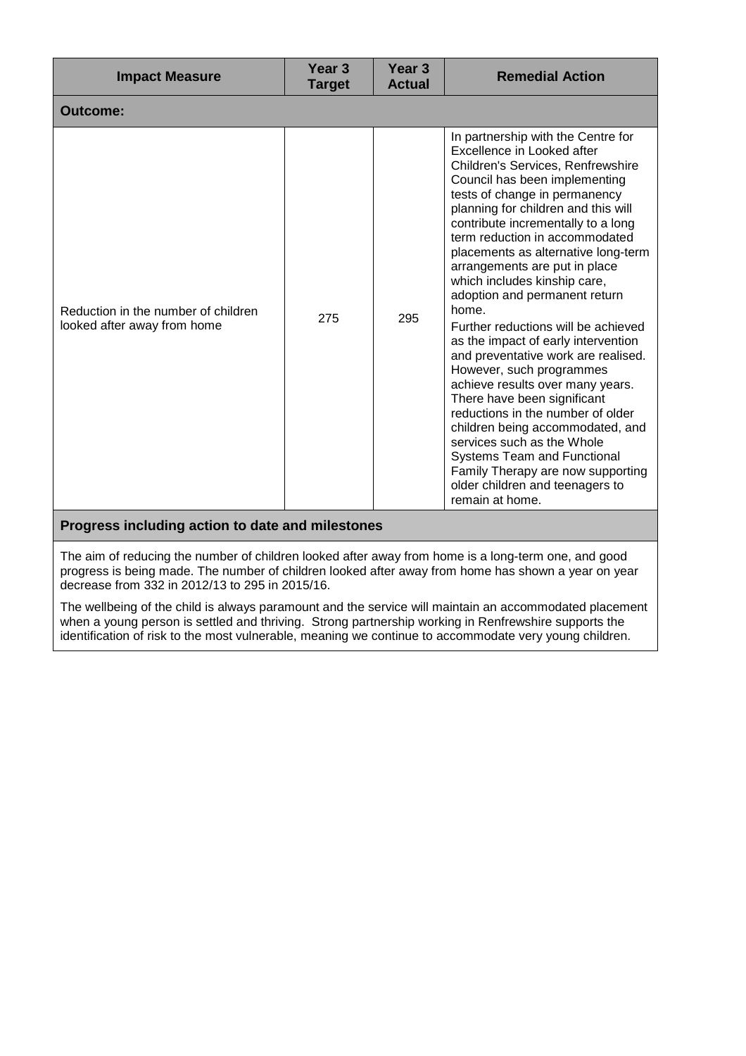| Impact Measure | Year 3 Target | Year 3 Actual | Remedial Action |
|---|---|---|---|
| **Outcome:** | | | |
| Reduction in the number of children looked after away from home | 275 | 295 | In partnership with the Centre for Excellence in Looked after Children's Services, Renfrewshire Council has been implementing tests of change in permanency planning for children and this will contribute incrementally to a long term reduction in accommodated placements as alternative long-term arrangements are put in place which includes kinship care, adoption and permanent return home.<br>Further reductions will be achieved as the impact of early intervention and preventative work are realised. However, such programmes achieve results over many years. There have been significant reductions in the number of older children being accommodated, and services such as the Whole Systems Team and Functional Family Therapy are now supporting older children and teenagers to remain at home. |

**Progress including action to date and milestones**

The aim of reducing the number of children looked after away from home is a long-term one, and good progress is being made. The number of children looked after away from home has shown a year on year decrease from 332 in 2012/13 to 295 in 2015/16.

The wellbeing of the child is always paramount and the service will maintain an accommodated placement when a young person is settled and thriving. Strong partnership working in Renfrewshire supports the identification of risk to the most vulnerable, meaning we continue to accommodate very young children.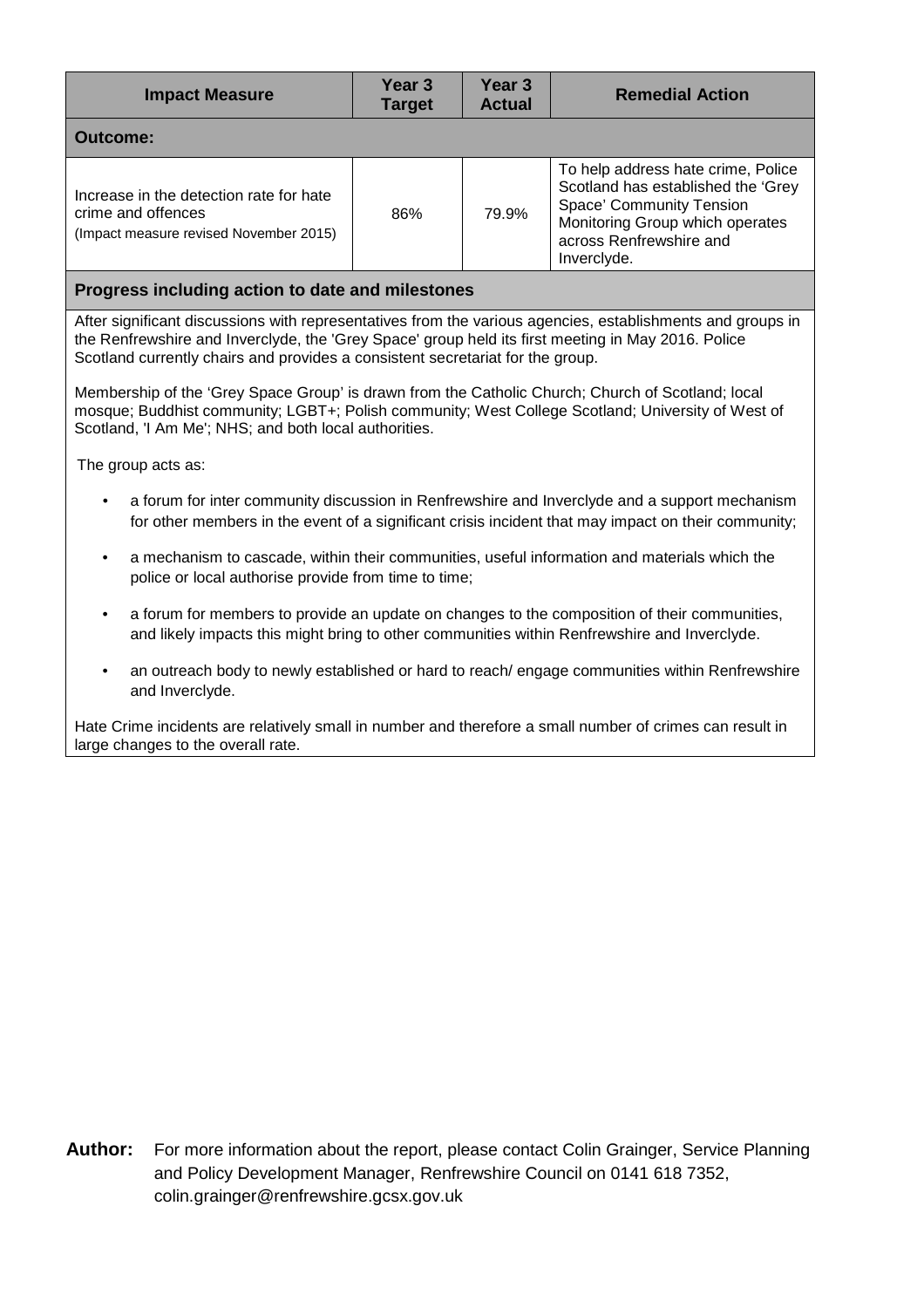| Impact Measure | Year 3 Target | Year 3 Actual | Remedial Action |
|---|---|---|---|
| **Outcome:** | | | |
| Increase in the detection rate for hate crime and offences (Impact measure revised November 2015) | 86% | 79.9% | To help address hate crime, Police Scotland has established the 'Grey Space' Community Tension Monitoring Group which operates across Renfrewshire and Inverclyde. |

**Progress including action to date and milestones**

After significant discussions with representatives from the various agencies, establishments and groups in the Renfrewshire and Inverclyde, the 'Grey Space' group held its first meeting in May 2016. Police Scotland currently chairs and provides a consistent secretariat for the group.

Membership of the 'Grey Space Group' is drawn from the Catholic Church; Church of Scotland; local mosque; Buddhist community; LGBT+; Polish community; West College Scotland; University of West of Scotland, 'I Am Me'; NHS; and both local authorities.

The group acts as:

- a forum for inter community discussion in Renfrewshire and Inverclyde and a support mechanism for other members in the event of a significant crisis incident that may impact on their community;
- a mechanism to cascade, within their communities, useful information and materials which the police or local authorise provide from time to time;
- a forum for members to provide an update on changes to the composition of their communities, and likely impacts this might bring to other communities within Renfrewshire and Inverclyde.
- an outreach body to newly established or hard to reach/ engage communities within Renfrewshire and Inverclyde.

Hate Crime incidents are relatively small in number and therefore a small number of crimes can result in large changes to the overall rate.

**Author:** For more information about the report, please contact Colin Grainger, Service Planning and Policy Development Manager, Renfrewshire Council on 0141 618 7352, colin.grainger@renfrewshire.gcsx.gov.uk